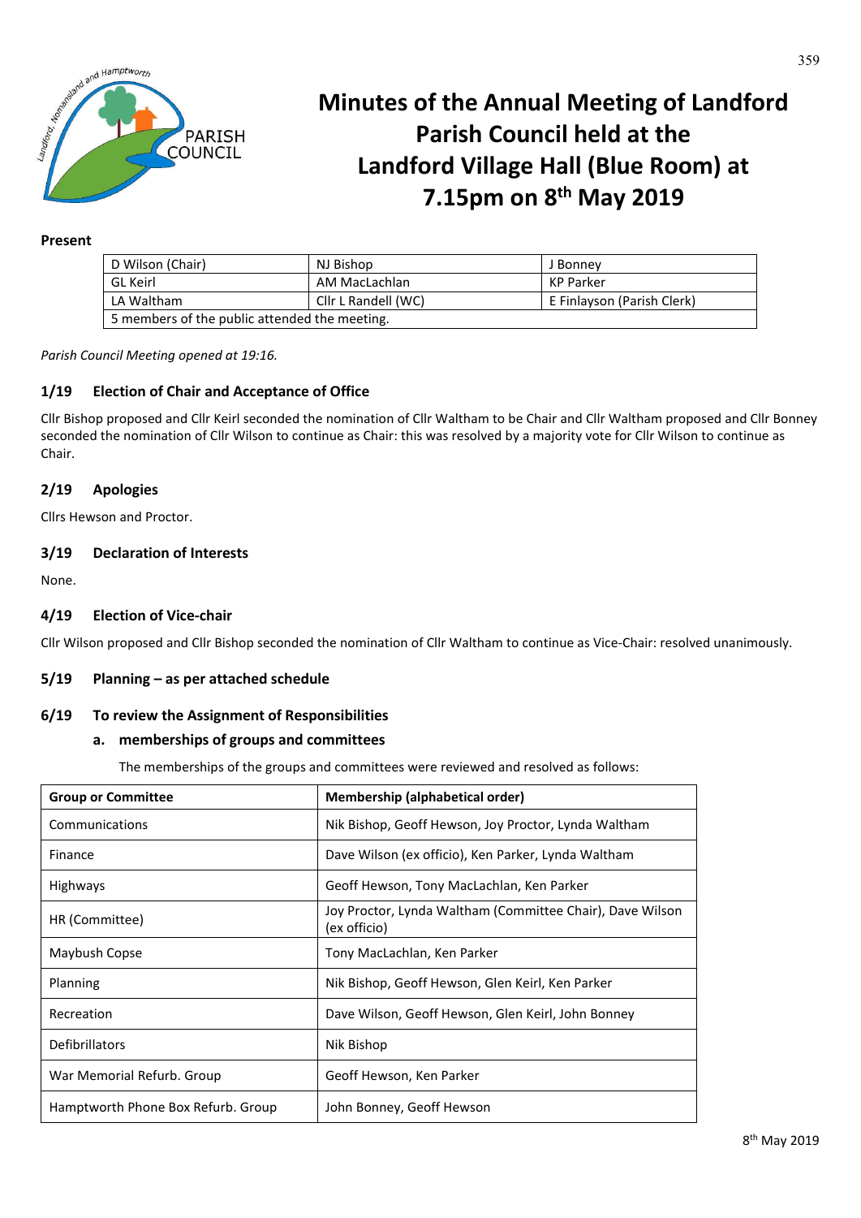# Minutes of the Annual Meeting of Landford Parish Council held at the Landford Village Hall (Blue Room) at 7.15pm on 8th May 2019

**Present**

| D Wilson (Chair) | NJ Bishop | J Bonney |
|---|---|---|
| GL Keirl | AM MacLachlan | KP Parker |
| LA Waltham | Cllr L Randell (WC) | E Finlayson (Parish Clerk) |
| 5 members of the public attended the meeting. | | |

*Parish Council Meeting opened at 19:16.*

### 1/19 Election of Chair and Acceptance of Office

Cllr Bishop proposed and Cllr Keirl seconded the nomination of Cllr Waltham to be Chair and Cllr Waltham proposed and Cllr Bonney seconded the nomination of Cllr Wilson to continue as Chair: this was resolved by a majority vote for Cllr Wilson to continue as Chair.

### 2/19 Apologies

Cllrs Hewson and Proctor.

### 3/19 Declaration of Interests

None.

### 4/19 Election of Vice-chair

Cllr Wilson proposed and Cllr Bishop seconded the nomination of Cllr Waltham to continue as Vice-Chair: resolved unanimously.

### 5/19 Planning – as per attached schedule

### 6/19 To review the Assignment of Responsibilities

**a. memberships of groups and committees**

The memberships of the groups and committees were reviewed and resolved as follows:

| Group or Committee | Membership (alphabetical order) |
|---|---|
| Communications | Nik Bishop, Geoff Hewson, Joy Proctor, Lynda Waltham |
| Finance | Dave Wilson (ex officio), Ken Parker, Lynda Waltham |
| Highways | Geoff Hewson, Tony MacLachlan, Ken Parker |
| HR (Committee) | Joy Proctor, Lynda Waltham (Committee Chair), Dave Wilson (ex officio) |
| Maybush Copse | Tony MacLachlan, Ken Parker |
| Planning | Nik Bishop, Geoff Hewson, Glen Keirl, Ken Parker |
| Recreation | Dave Wilson, Geoff Hewson, Glen Keirl, John Bonney |
| Defibrillators | Nik Bishop |
| War Memorial Refurb. Group | Geoff Hewson, Ken Parker |
| Hamptworth Phone Box Refurb. Group | John Bonney, Geoff Hewson |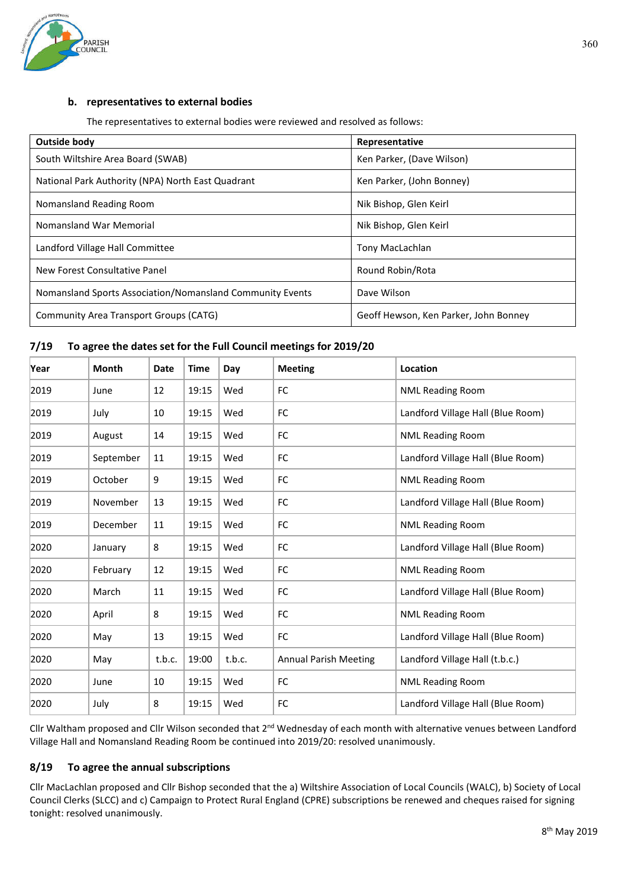### b. representatives to external bodies

The representatives to external bodies were reviewed and resolved as follows:

| Outside body | Representative |
|---|---|
| South Wiltshire Area Board (SWAB) | Ken Parker, (Dave Wilson) |
| National Park Authority (NPA) North East Quadrant | Ken Parker, (John Bonney) |
| Nomansland Reading Room | Nik Bishop, Glen Keirl |
| Nomansland War Memorial | Nik Bishop, Glen Keirl |
| Landford Village Hall Committee | Tony MacLachlan |
| New Forest Consultative Panel | Round Robin/Rota |
| Nomansland Sports Association/Nomansland Community Events | Dave Wilson |
| Community Area Transport Groups (CATG) | Geoff Hewson, Ken Parker, John Bonney |

## 7/19 To agree the dates set for the Full Council meetings for 2019/20

| Year | Month | Date | Time | Day | Meeting | Location |
|---|---|---|---|---|---|---|
| 2019 | June | 12 | 19:15 | Wed | FC | NML Reading Room |
| 2019 | July | 10 | 19:15 | Wed | FC | Landford Village Hall (Blue Room) |
| 2019 | August | 14 | 19:15 | Wed | FC | NML Reading Room |
| 2019 | September | 11 | 19:15 | Wed | FC | Landford Village Hall (Blue Room) |
| 2019 | October | 9 | 19:15 | Wed | FC | NML Reading Room |
| 2019 | November | 13 | 19:15 | Wed | FC | Landford Village Hall (Blue Room) |
| 2019 | December | 11 | 19:15 | Wed | FC | NML Reading Room |
| 2020 | January | 8 | 19:15 | Wed | FC | Landford Village Hall (Blue Room) |
| 2020 | February | 12 | 19:15 | Wed | FC | NML Reading Room |
| 2020 | March | 11 | 19:15 | Wed | FC | Landford Village Hall (Blue Room) |
| 2020 | April | 8 | 19:15 | Wed | FC | NML Reading Room |
| 2020 | May | 13 | 19:15 | Wed | FC | Landford Village Hall (Blue Room) |
| 2020 | May | t.b.c. | 19:00 | t.b.c. | Annual Parish Meeting | Landford Village Hall (t.b.c.) |
| 2020 | June | 10 | 19:15 | Wed | FC | NML Reading Room |
| 2020 | July | 8 | 19:15 | Wed | FC | Landford Village Hall (Blue Room) |

Cllr Waltham proposed and Cllr Wilson seconded that 2nd Wednesday of each month with alternative venues between Landford Village Hall and Nomansland Reading Room be continued into 2019/20: resolved unanimously.

## 8/19 To agree the annual subscriptions

Cllr MacLachlan proposed and Cllr Bishop seconded that the a) Wiltshire Association of Local Councils (WALC), b) Society of Local Council Clerks (SLCC) and c) Campaign to Protect Rural England (CPRE) subscriptions be renewed and cheques raised for signing tonight: resolved unanimously.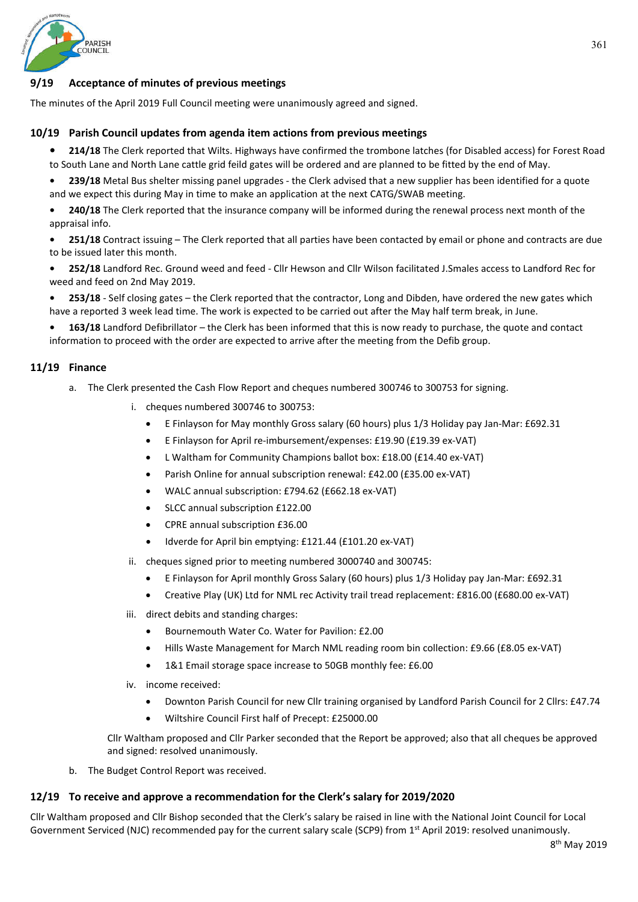## 9/19 Acceptance of minutes of previous meetings

The minutes of the April 2019 Full Council meeting were unanimously agreed and signed.

## 10/19 Parish Council updates from agenda item actions from previous meetings

- **214/18** The Clerk reported that Wilts. Highways have confirmed the trombone latches (for Disabled access) for Forest Road to South Lane and North Lane cattle grid feild gates will be ordered and are planned to be fitted by the end of May.
- **239/18** Metal Bus shelter missing panel upgrades - the Clerk advised that a new supplier has been identified for a quote and we expect this during May in time to make an application at the next CATG/SWAB meeting.
- **240/18** The Clerk reported that the insurance company will be informed during the renewal process next month of the appraisal info.
- **251/18** Contract issuing – The Clerk reported that all parties have been contacted by email or phone and contracts are due to be issued later this month.
- **252/18** Landford Rec. Ground weed and feed - Cllr Hewson and Cllr Wilson facilitated J.Smales access to Landford Rec for weed and feed on 2nd May 2019.
- **253/18** - Self closing gates – the Clerk reported that the contractor, Long and Dibden, have ordered the new gates which have a reported 3 week lead time. The work is expected to be carried out after the May half term break, in June.
- **163/18** Landford Defibrillator – the Clerk has been informed that this is now ready to purchase, the quote and contact information to proceed with the order are expected to arrive after the meeting from the Defib group.

## 11/19 Finance

a. The Clerk presented the Cash Flow Report and cheques numbered 300746 to 300753 for signing.

   i. cheques numbered 300746 to 300753:
      - E Finlayson for May monthly Gross salary (60 hours) plus 1/3 Holiday pay Jan-Mar: £692.31
      - E Finlayson for April re-imbursement/expenses: £19.90 (£19.39 ex-VAT)
      - L Waltham for Community Champions ballot box: £18.00 (£14.40 ex-VAT)
      - Parish Online for annual subscription renewal: £42.00 (£35.00 ex-VAT)
      - WALC annual subscription: £794.62 (£662.18 ex-VAT)
      - SLCC annual subscription £122.00
      - CPRE annual subscription £36.00
      - Idverde for April bin emptying: £121.44 (£101.20 ex-VAT)

   ii. cheques signed prior to meeting numbered 3000740 and 300745:
      - E Finlayson for April monthly Gross Salary (60 hours) plus 1/3 Holiday pay Jan-Mar: £692.31
      - Creative Play (UK) Ltd for NML rec Activity trail tread replacement: £816.00 (£680.00 ex-VAT)

   iii. direct debits and standing charges:
      - Bournemouth Water Co. Water for Pavilion: £2.00
      - Hills Waste Management for March NML reading room bin collection: £9.66 (£8.05 ex-VAT)
      - 1&1 Email storage space increase to 50GB monthly fee: £6.00

   iv. income received:
      - Downton Parish Council for new Cllr training organised by Landford Parish Council for 2 Cllrs: £47.74
      - Wiltshire Council First half of Precept: £25000.00

   Cllr Waltham proposed and Cllr Parker seconded that the Report be approved; also that all cheques be approved and signed: resolved unanimously.

b. The Budget Control Report was received.

## 12/19 To receive and approve a recommendation for the Clerk's salary for 2019/2020

Cllr Waltham proposed and Cllr Bishop seconded that the Clerk's salary be raised in line with the National Joint Council for Local Government Serviced (NJC) recommended pay for the current salary scale (SCP9) from 1st April 2019: resolved unanimously.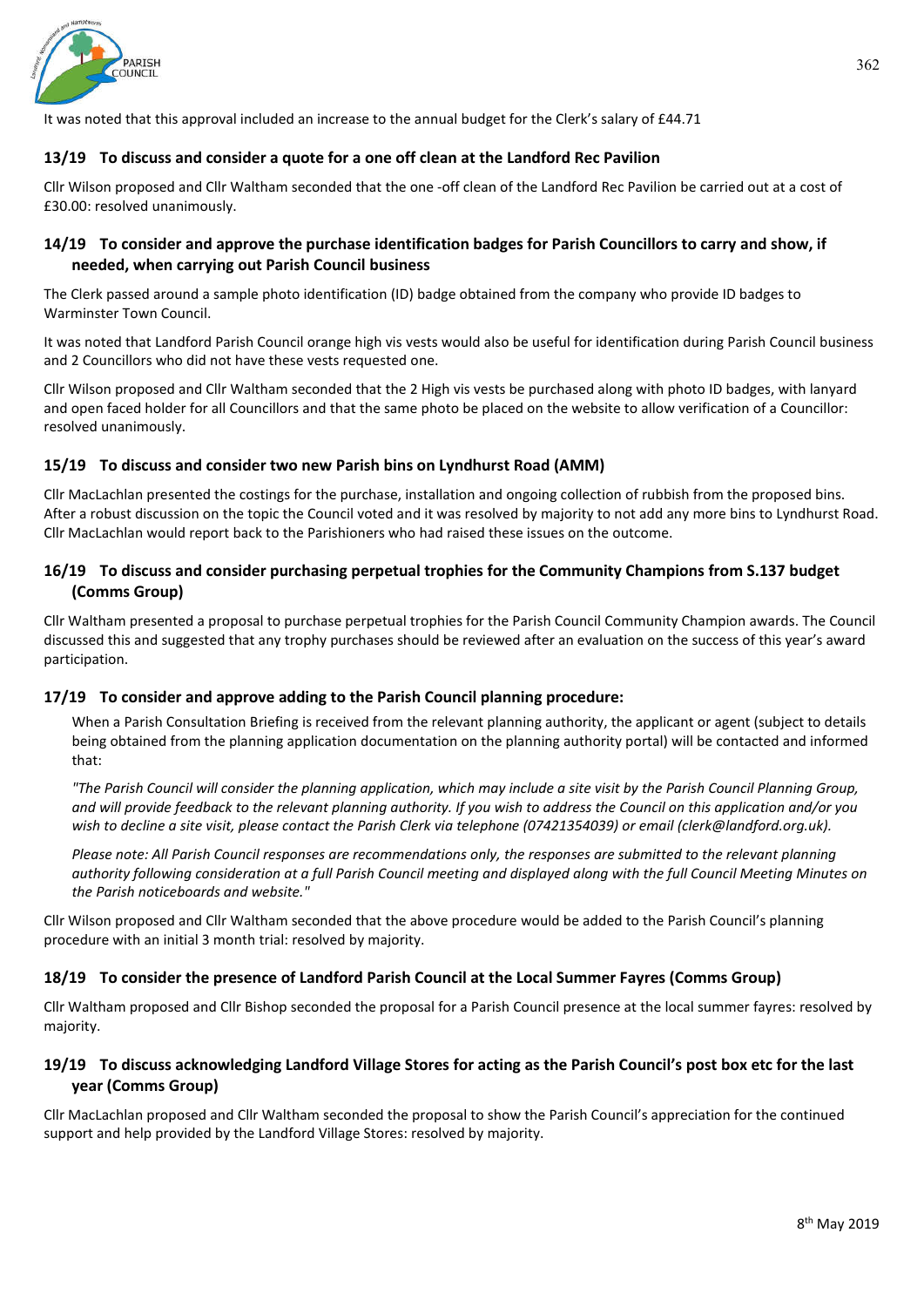It was noted that this approval included an increase to the annual budget for the Clerk's salary of £44.71

### 13/19 To discuss and consider a quote for a one off clean at the Landford Rec Pavilion

Cllr Wilson proposed and Cllr Waltham seconded that the one -off clean of the Landford Rec Pavilion be carried out at a cost of £30.00: resolved unanimously.

### 14/19 To consider and approve the purchase identification badges for Parish Councillors to carry and show, if needed, when carrying out Parish Council business

The Clerk passed around a sample photo identification (ID) badge obtained from the company who provide ID badges to Warminster Town Council.

It was noted that Landford Parish Council orange high vis vests would also be useful for identification during Parish Council business and 2 Councillors who did not have these vests requested one.

Cllr Wilson proposed and Cllr Waltham seconded that the 2 High vis vests be purchased along with photo ID badges, with lanyard and open faced holder for all Councillors and that the same photo be placed on the website to allow verification of a Councillor: resolved unanimously.

### 15/19 To discuss and consider two new Parish bins on Lyndhurst Road (AMM)

Cllr MacLachlan presented the costings for the purchase, installation and ongoing collection of rubbish from the proposed bins. After a robust discussion on the topic the Council voted and it was resolved by majority to not add any more bins to Lyndhurst Road. Cllr MacLachlan would report back to the Parishioners who had raised these issues on the outcome.

### 16/19 To discuss and consider purchasing perpetual trophies for the Community Champions from S.137 budget (Comms Group)

Cllr Waltham presented a proposal to purchase perpetual trophies for the Parish Council Community Champion awards. The Council discussed this and suggested that any trophy purchases should be reviewed after an evaluation on the success of this year's award participation.

### 17/19 To consider and approve adding to the Parish Council planning procedure:

When a Parish Consultation Briefing is received from the relevant planning authority, the applicant or agent (subject to details being obtained from the planning application documentation on the planning authority portal) will be contacted and informed that:

*"The Parish Council will consider the planning application, which may include a site visit by the Parish Council Planning Group, and will provide feedback to the relevant planning authority. If you wish to address the Council on this application and/or you wish to decline a site visit, please contact the Parish Clerk via telephone (07421354039) or email (clerk@landford.org.uk).*

*Please note: All Parish Council responses are recommendations only, the responses are submitted to the relevant planning authority following consideration at a full Parish Council meeting and displayed along with the full Council Meeting Minutes on the Parish noticeboards and website."*

Cllr Wilson proposed and Cllr Waltham seconded that the above procedure would be added to the Parish Council's planning procedure with an initial 3 month trial: resolved by majority.

### 18/19 To consider the presence of Landford Parish Council at the Local Summer Fayres (Comms Group)

Cllr Waltham proposed and Cllr Bishop seconded the proposal for a Parish Council presence at the local summer fayres: resolved by majority.

### 19/19 To discuss acknowledging Landford Village Stores for acting as the Parish Council's post box etc for the last year (Comms Group)

Cllr MacLachlan proposed and Cllr Waltham seconded the proposal to show the Parish Council's appreciation for the continued support and help provided by the Landford Village Stores: resolved by majority.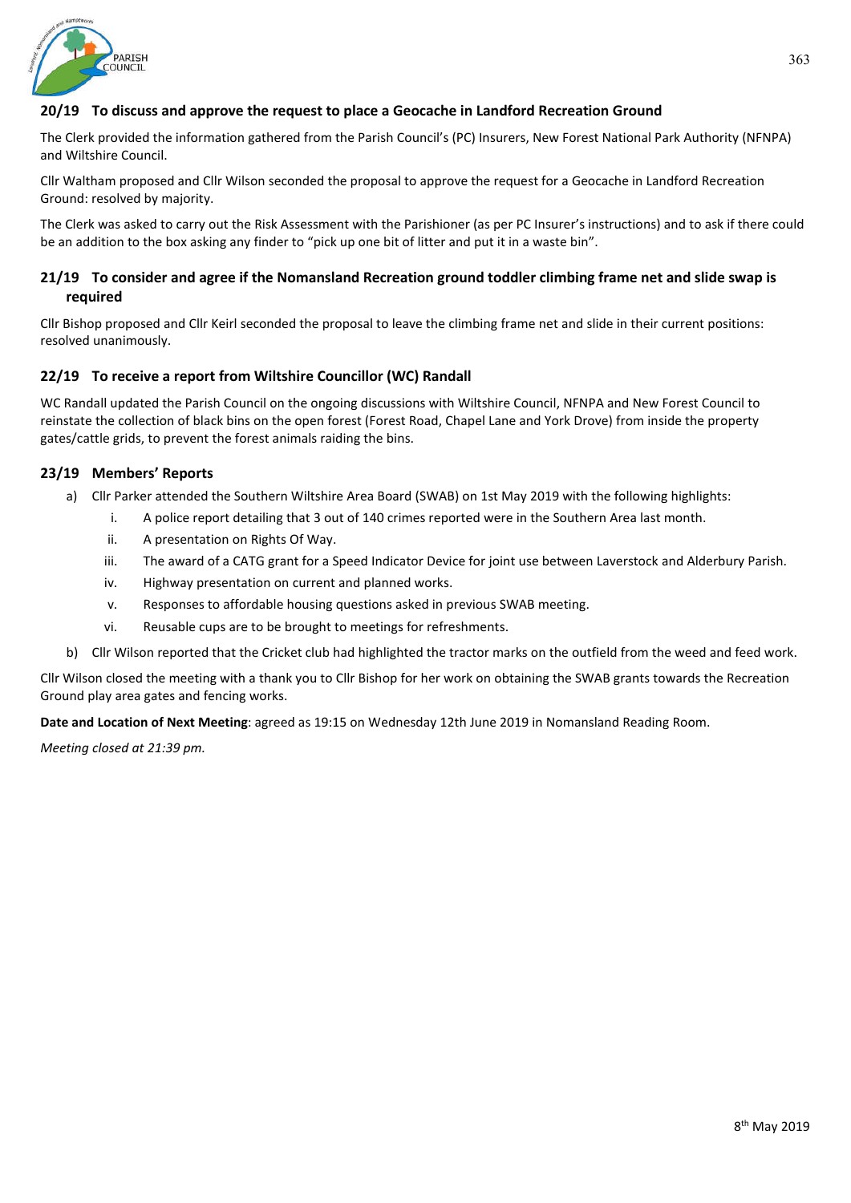### 20/19 To discuss and approve the request to place a Geocache in Landford Recreation Ground

The Clerk provided the information gathered from the Parish Council's (PC) Insurers, New Forest National Park Authority (NFNPA) and Wiltshire Council.

Cllr Waltham proposed and Cllr Wilson seconded the proposal to approve the request for a Geocache in Landford Recreation Ground: resolved by majority.

The Clerk was asked to carry out the Risk Assessment with the Parishioner (as per PC Insurer's instructions) and to ask if there could be an addition to the box asking any finder to "pick up one bit of litter and put it in a waste bin".

### 21/19 To consider and agree if the Nomansland Recreation ground toddler climbing frame net and slide swap is required

Cllr Bishop proposed and Cllr Keirl seconded the proposal to leave the climbing frame net and slide in their current positions: resolved unanimously.

### 22/19 To receive a report from Wiltshire Councillor (WC) Randall

WC Randall updated the Parish Council on the ongoing discussions with Wiltshire Council, NFNPA and New Forest Council to reinstate the collection of black bins on the open forest (Forest Road, Chapel Lane and York Drove) from inside the property gates/cattle grids, to prevent the forest animals raiding the bins.

### 23/19 Members' Reports

a) Cllr Parker attended the Southern Wiltshire Area Board (SWAB) on 1st May 2019 with the following highlights:
   i. A police report detailing that 3 out of 140 crimes reported were in the Southern Area last month.
   ii. A presentation on Rights Of Way.
   iii. The award of a CATG grant for a Speed Indicator Device for joint use between Laverstock and Alderbury Parish.
   iv. Highway presentation on current and planned works.
   v. Responses to affordable housing questions asked in previous SWAB meeting.
   vi. Reusable cups are to be brought to meetings for refreshments.

b) Cllr Wilson reported that the Cricket club had highlighted the tractor marks on the outfield from the weed and feed work.

Cllr Wilson closed the meeting with a thank you to Cllr Bishop for her work on obtaining the SWAB grants towards the Recreation Ground play area gates and fencing works.

**Date and Location of Next Meeting**: agreed as 19:15 on Wednesday 12th June 2019 in Nomansland Reading Room.

*Meeting closed at 21:39 pm.*